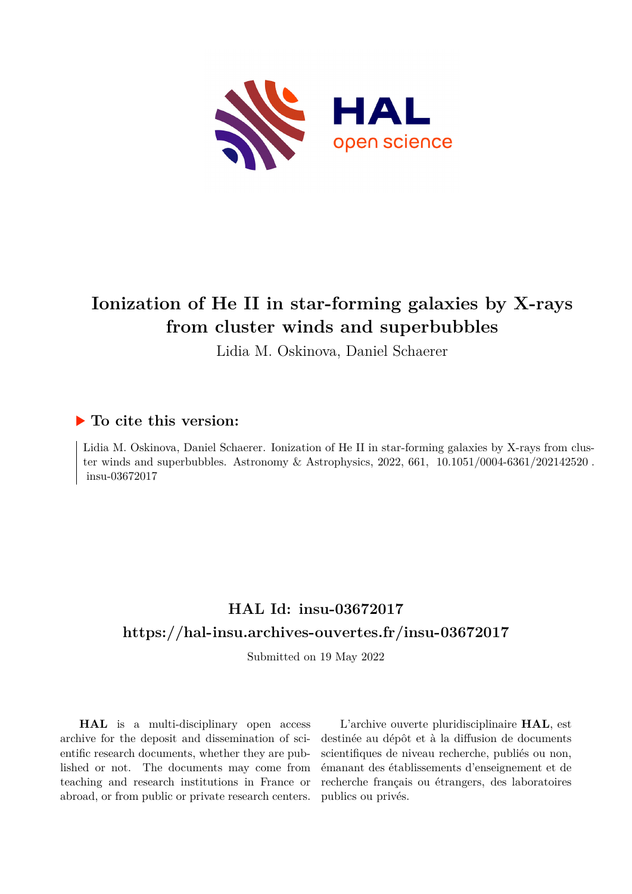# Ionization of He II in star-forming galaxies by X-rays from cluster winds and superbubbles

Lidia M. Oskinova, Daniel Schaerer

## ▶ To cite this version:

Lidia M. Oskinova, Daniel Schaerer. Ionization of He II in star-forming galaxies by X-rays from cluster winds and superbubbles. Astronomy & Astrophysics, 2022, 661, 10.1051/0004-6361/202142520 . insu-03672017

## HAL Id: insu-03672017

## https://hal-insu.archives-ouvertes.fr/insu-03672017

Submitted on 19 May 2022

**HAL** is a multi-disciplinary open access archive for the deposit and dissemination of scientific research documents, whether they are published or not. The documents may come from teaching and research institutions in France or abroad, or from public or private research centers.

L'archive ouverte pluridisciplinaire **HAL**, est destinée au dépôt et à la diffusion de documents scientifiques de niveau recherche, publiés ou non, émanant des établissements d'enseignement et de recherche français ou étrangers, des laboratoires publics ou privés.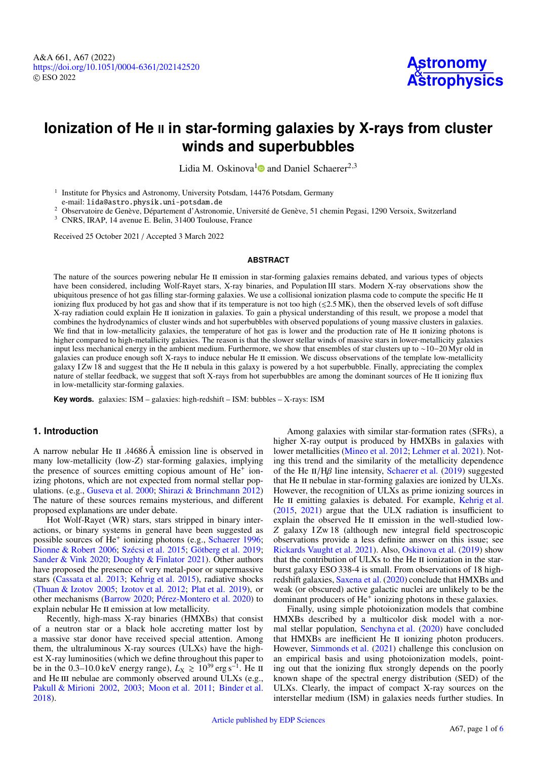# Ionization of He ii in star-forming galaxies by X-rays from cluster winds and superbubbles

Lidia M. Oskinova[1] and Daniel Schaerer[2,3]

[1] Institute for Physics and Astronomy, University Potsdam, 14476 Potsdam, Germany
e-mail: lida@astro.physik.uni-potsdam.de

[2] Observatoire de Genève, Département d'Astronomie, Université de Genève, 51 chemin Pegasi, 1290 Versoix, Switzerland

[3] CNRS, IRAP, 14 avenue E. Belin, 31400 Toulouse, France

Received 25 October 2021 / Accepted 3 March 2022

## ABSTRACT

The nature of the sources powering nebular He ii emission in star-forming galaxies remains debated, and various types of objects have been considered, including Wolf-Rayet stars, X-ray binaries, and Population III stars. Modern X-ray observations show the ubiquitous presence of hot gas filling star-forming galaxies. We use a collisional ionization plasma code to compute the specific He ii ionizing flux produced by hot gas and show that if its temperature is not too high ($\lesssim$2.5 MK), then the observed levels of soft diffuse X-ray radiation could explain He ii ionization in galaxies. To gain a physical understanding of this result, we propose a model that combines the hydrodynamics of cluster winds and hot superbubbles with observed populations of young massive clusters in galaxies. We find that in low-metallicity galaxies, the temperature of hot gas is lower and the production rate of He ii ionizing photons is higher compared to high-metallicity galaxies. The reason is that the slower stellar winds of massive stars in lower-metallicity galaxies input less mechanical energy in the ambient medium. Furthermore, we show that ensembles of star clusters up to ∼10−20 Myr old in galaxies can produce enough soft X-rays to induce nebular He ii emission. We discuss observations of the template low-metallicity galaxy I Zw 18 and suggest that the He ii nebula in this galaxy is powered by a hot superbubble. Finally, appreciating the complex nature of stellar feedback, we suggest that soft X-rays from hot superbubbles are among the dominant sources of He ii ionizing flux in low-metallicity star-forming galaxies.

**Key words.** galaxies: ISM – galaxies: high-redshift – ISM: bubbles – X-rays: ISM

## 1. Introduction

A narrow nebular He ii $\lambda$4686 Å emission line is observed in many low-metallicity (low-$Z$) star-forming galaxies, implying the presence of sources emitting copious amount of $He^{+}$ ionizing photons, which are not expected from normal stellar populations. (e.g., Guseva et al. 2000; Shirazi & Brinchmann 2012) The nature of these sources remains mysterious, and different proposed explanations are under debate.

Hot Wolf-Rayet (WR) stars, stars stripped in binary interactions, or binary systems in general have been suggested as possible sources of $He^{+}$ ionizing photons (e.g., Schaerer 1996; Dionne & Robert 2006; Szécsi et al. 2015; Götberg et al. 2019; Sander & Vink 2020; Doughty & Finlator 2021). Other authors have proposed the presence of very metal-poor or supermassive stars (Cassata et al. 2013; Kehrig et al. 2015), radiative shocks (Thuan & Izotov 2005; Izotov et al. 2012; Plat et al. 2019), or other mechanisms (Barrow 2020; Pérez-Montero et al. 2020) to explain nebular He ii emission at low metallicity.

Recently, high-mass X-ray binaries (HMXBs) that consist of a neutron star or a black hole accreting matter lost by a massive star donor have received special attention. Among them, the ultraluminous X-ray sources (ULXs) have the highest X-ray luminosities (which we define throughout this paper to be in the 0.3–10.0 keV energy range), $L_X \gtrsim 10^{39}$ erg s$^{-1}$. He ii and He iii nebulae are commonly observed around ULXs (e.g., Pakull & Mirioni 2002, 2003; Moon et al. 2011; Binder et al. 2018).

Among galaxies with similar star-formation rates (SFRs), a higher X-ray output is produced by HMXBs in galaxies with lower metallicities (Mineo et al. 2012; Lehmer et al. 2021). Noting this trend and the similarity of the metallicity dependence of the He ii/H$\beta$ line intensity, Schaerer et al. (2019) suggested that He ii nebulae in star-forming galaxies are ionized by ULXs. However, the recognition of ULXs as prime ionizing sources in He ii emitting galaxies is debated. For example, Kehrig et al. (2015, 2021) argue that the ULX radiation is insufficient to explain the observed He ii emission in the well-studied low-$Z$ galaxy I Zw 18 (although new integral field spectroscopic observations provide a less definite answer on this issue; see Rickards Vaught et al. 2021). Also, Oskinova et al. (2019) show that the contribution of ULXs to the He ii ionization in the starburst galaxy ESO 338-4 is small. From observations of 18 high-redshift galaxies, Saxena et al. (2020) conclude that HMXBs and weak (or obscured) active galactic nuclei are unlikely to be the dominant producers of $He^{+}$ ionizing photons in these galaxies.

Finally, using simple photoionization models that combine HMXBs described by a multicolor disk model with a normal stellar population, Senchyna et al. (2020) have concluded that HMXBs are inefficient He ii ionizing photon producers. However, Simmonds et al. (2021) challenge this conclusion on an empirical basis and using photoionization models, pointing out that the ionizing flux strongly depends on the poorly known shape of the spectral energy distribution (SED) of the ULXs. Clearly, the impact of compact X-ray sources on the interstellar medium (ISM) in galaxies needs further studies. In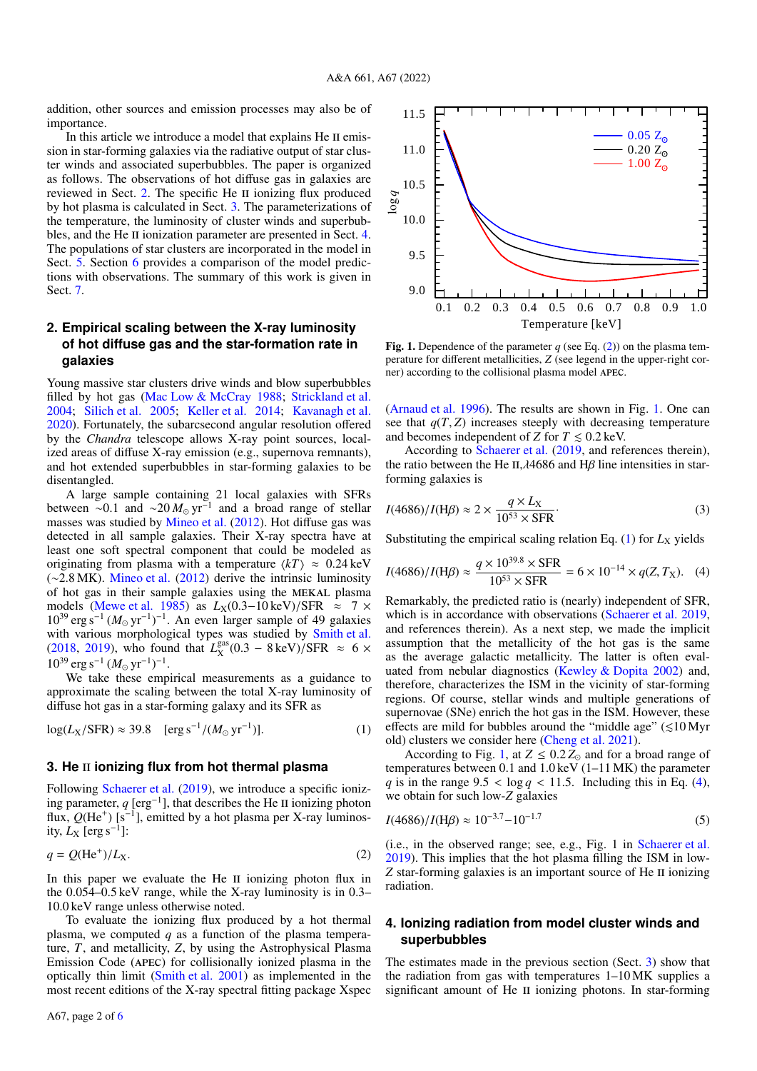addition, other sources and emission processes may also be of importance.

In this article we introduce a model that explains He II emission in star-forming galaxies via the radiative output of star cluster winds and associated superbubbles. The paper is organized as follows. The observations of hot diffuse gas in galaxies are reviewed in Sect. 2. The specific He II ionizing flux produced by hot plasma is calculated in Sect. 3. The parameterizations of the temperature, the luminosity of cluster winds and superbubbles, and the He II ionization parameter are presented in Sect. 4. The populations of star clusters are incorporated in the model in Sect. 5. Section 6 provides a comparison of the model predictions with observations. The summary of this work is given in Sect. 7.

## 2. Empirical scaling between the X-ray luminosity of hot diffuse gas and the star-formation rate in galaxies

Young massive star clusters drive winds and blow superbubbles filled by hot gas (Mac Low & McCray 1988; Strickland et al. 2004; Silich et al. 2005; Keller et al. 2014; Kavanagh et al. 2020). Fortunately, the subarcsecond angular resolution offered by the *Chandra* telescope allows X-ray point sources, localized areas of diffuse X-ray emission (e.g., supernova remnants), and hot extended superbubbles in star-forming galaxies to be disentangled.

A large sample containing 21 local galaxies with SFRs between $\sim$0.1 and $\sim$20 $M_\odot\,\mathrm{yr}^{-1}$ and a broad range of stellar masses was studied by Mineo et al. (2012). Hot diffuse gas was detected in all sample galaxies. Their X-ray spectra have at least one soft spectral component that could be modeled as originating from plasma with a temperature $\langle kT \rangle \approx 0.24$ keV ($\sim$2.8 MK). Mineo et al. (2012) derive the intrinsic luminosity of hot gas in their sample galaxies using the MEKAL plasma models (Mewe et al. 1985) as $L_\mathrm{X}(0.3{-}10\,\mathrm{keV})/\mathrm{SFR} \approx 7 \times 10^{39}\,\mathrm{erg\,s^{-1}}\,(M_\odot\,\mathrm{yr}^{-1})^{-1}$. An even larger sample of 49 galaxies with various morphological types was studied by Smith et al. (2018, 2019), who found that $L_\mathrm{X}^\mathrm{gas}(0.3-8\,\mathrm{keV})/\mathrm{SFR} \approx 6 \times 10^{39}\,\mathrm{erg\,s^{-1}}\,(M_\odot\,\mathrm{yr}^{-1})^{-1}$.

We take these empirical measurements as a guidance to approximate the scaling between the total X-ray luminosity of diffuse hot gas in a star-forming galaxy and its SFR as

$$\log(L_\mathrm{X}/\mathrm{SFR}) \approx 39.8 \quad [\mathrm{erg\,s^{-1}}/(M_\odot\,\mathrm{yr}^{-1})]. \tag{1}$$

## 3. He II ionizing flux from hot thermal plasma

Following Schaerer et al. (2019), we introduce a specific ionizing parameter, $q$ [$\mathrm{erg}^{-1}$], that describes the He II ionizing photon flux, $Q(\mathrm{He}^+)$ [$\mathrm{s}^{-1}$], emitted by a hot plasma per X-ray luminosity, $L_\mathrm{X}$ [$\mathrm{erg\,s^{-1}}$]:

$$q = Q(\mathrm{He}^+)/L_\mathrm{X}. \tag{2}$$

In this paper we evaluate the He II ionizing photon flux in the 0.054–0.5 keV range, while the X-ray luminosity is in 0.3–10.0 keV range unless otherwise noted.

To evaluate the ionizing flux produced by a hot thermal plasma, we computed $q$ as a function of the plasma temperature, $T$, and metallicity, $Z$, by using the Astrophysical Plasma Emission Code (APEC) for collisionally ionized plasma in the optically thin limit (Smith et al. 2001) as implemented in the most recent editions of the X-ray spectral fitting package Xspec (Arnaud et al. 1996). The results are shown in Fig. 1. One can see that $q(T, Z)$ increases steeply with decreasing temperature and becomes independent of $Z$ for $T \lesssim 0.2$ keV.

**Fig. 1.** Dependence of the parameter $q$ (see Eq. (2)) on the plasma temperature for different metallicities, $Z$ (see legend in the upper-right corner) according to the collisional plasma model APEC.

According to Schaerer et al. (2019, and references therein), the ratio between the He II,$\lambda$4686 and H$\beta$ line intensities in star-forming galaxies is

$$I(4686)/I(\mathrm{H}\beta) \approx 2 \times \frac{q \times L_\mathrm{X}}{10^{53} \times \mathrm{SFR}}. \tag{3}$$

Substituting the empirical scaling relation Eq. (1) for $L_\mathrm{X}$ yields

$$I(4686)/I(\mathrm{H}\beta) \approx \frac{q \times 10^{39.8} \times \mathrm{SFR}}{10^{53} \times \mathrm{SFR}} = 6 \times 10^{-14} \times q(Z, T_\mathrm{X}). \tag{4}$$

Remarkably, the predicted ratio is (nearly) independent of SFR, which is in accordance with observations (Schaerer et al. 2019, and references therein). As a next step, we made the implicit assumption that the metallicity of the hot gas is the same as the average galactic metallicity. The latter is often evaluated from nebular diagnostics (Kewley & Dopita 2002) and, therefore, characterizes the ISM in the vicinity of star-forming regions. Of course, stellar winds and multiple generations of supernovae (SNe) enrich the hot gas in the ISM. However, these effects are mild for bubbles around the "middle age" ($\lesssim$10 Myr old) clusters we consider here (Cheng et al. 2021).

According to Fig. 1, at $Z \leq 0.2\,Z_\odot$ and for a broad range of temperatures between 0.1 and 1.0 keV (1–11 MK) the parameter $q$ is in the range $9.5 < \log q < 11.5$. Including this in Eq. (4), we obtain for such low-$Z$ galaxies

$$I(4686)/I(\mathrm{H}\beta) \approx 10^{-3.7} - 10^{-1.7} \tag{5}$$

(i.e., in the observed range; see, e.g., Fig. 1 in Schaerer et al. 2019). This implies that the hot plasma filling the ISM in low-$Z$ star-forming galaxies is an important source of He II ionizing radiation.

## 4. Ionizing radiation from model cluster winds and superbubbles

The estimates made in the previous section (Sect. 3) show that the radiation from gas with temperatures 1–10 MK supplies a significant amount of He II ionizing photons. In star-forming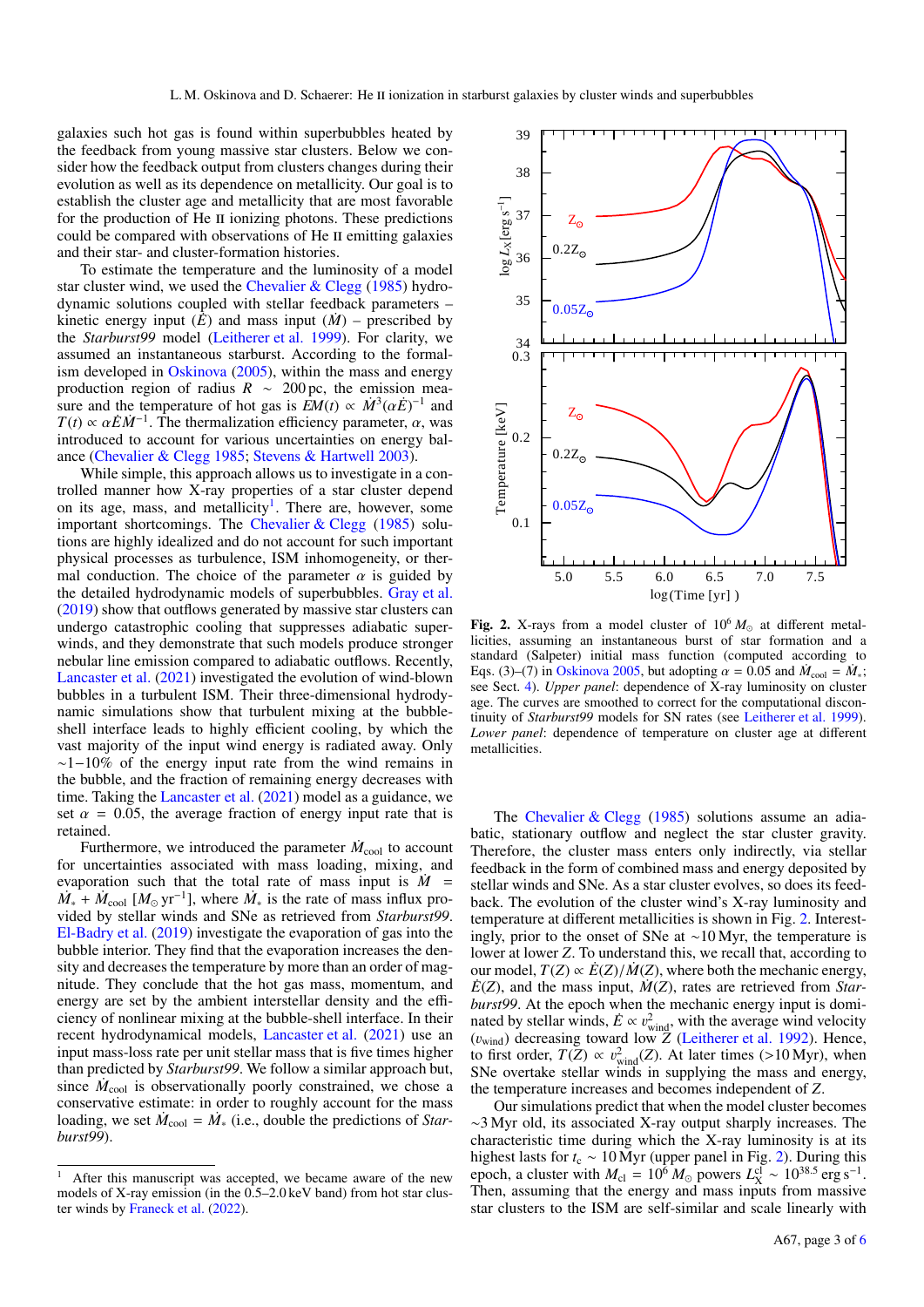galaxies such hot gas is found within superbubbles heated by the feedback from young massive star clusters. Below we consider how the feedback output from clusters changes during their evolution as well as its dependence on metallicity. Our goal is to establish the cluster age and metallicity that are most favorable for the production of He II ionizing photons. These predictions could be compared with observations of He II emitting galaxies and their star- and cluster-formation histories.

To estimate the temperature and the luminosity of a model star cluster wind, we used the Chevalier & Clegg (1985) hydrodynamic solutions coupled with stellar feedback parameters – kinetic energy input ($\dot{E}$) and mass input ($\dot{M}$) – prescribed by the *Starburst99* model (Leitherer et al. 1999). For clarity, we assumed an instantaneous starburst. According to the formalism developed in Oskinova (2005), within the mass and energy production region of radius $R \sim 200$ pc, the emission measure and the temperature of hot gas is $EM(t) \propto \dot{M}^3(\alpha\dot{E})^{-1}$ and $T(t) \propto \alpha\dot{E}\dot{M}^{-1}$. The thermalization efficiency parameter, $\alpha$, was introduced to account for various uncertainties on energy balance (Chevalier & Clegg 1985; Stevens & Hartwell 2003).

While simple, this approach allows us to investigate in a controlled manner how X-ray properties of a star cluster depend on its age, mass, and metallicity[1]. There are, however, some important shortcomings. The Chevalier & Clegg (1985) solutions are highly idealized and do not account for such important physical processes as turbulence, ISM inhomogeneity, or thermal conduction. The choice of the parameter $\alpha$ is guided by the detailed hydrodynamic models of superbubbles. Gray et al. (2019) show that outflows generated by massive star clusters can undergo catastrophic cooling that suppresses adiabatic superwinds, and they demonstrate that such models produce stronger nebular line emission compared to adiabatic outflows. Recently, Lancaster et al. (2021) investigated the evolution of wind-blown bubbles in a turbulent ISM. Their three-dimensional hydrodynamic simulations show that turbulent mixing at the bubble-shell interface leads to highly efficient cooling, by which the vast majority of the input wind energy is radiated away. Only ∼1−10% of the energy input rate from the wind remains in the bubble, and the fraction of remaining energy decreases with time. Taking the Lancaster et al. (2021) model as a guidance, we set $\alpha = 0.05$, the average fraction of energy input rate that is retained.

Furthermore, we introduced the parameter $\dot{M}_{\rm cool}$ to account for uncertainties associated with mass loading, mixing, and evaporation such that the total rate of mass input is $\dot{M} = \dot{M}_* + \dot{M}_{\rm cool}$ [$M_\odot\,{\rm yr}^{-1}$], where $\dot{M}_*$ is the rate of mass influx provided by stellar winds and SNe as retrieved from *Starburst99*. El-Badry et al. (2019) investigate the evaporation of gas into the bubble interior. They find that the evaporation increases the density and decreases the temperature by more than an order of magnitude. They conclude that the hot gas mass, momentum, and energy are set by the ambient interstellar density and the efficiency of nonlinear mixing at the bubble-shell interface. In their recent hydrodynamical models, Lancaster et al. (2021) use an input mass-loss rate per unit stellar mass that is five times higher than predicted by *Starburst99*. We follow a similar approach but, since $\dot{M}_{\rm cool}$ is observationally poorly constrained, we chose a conservative estimate: in order to roughly account for the mass loading, we set $\dot{M}_{\rm cool} = \dot{M}_*$ (i.e., double the predictions of *Starburst99*).

[1] After this manuscript was accepted, we became aware of the new models of X-ray emission (in the 0.5–2.0 keV band) from hot star cluster winds by Franeck et al. (2022).

**Fig. 2.** X-rays from a model cluster of $10^6\,M_\odot$ at different metallicities, assuming an instantaneous burst of star formation and a standard (Salpeter) initial mass function (computed according to Eqs. (3)–(7) in Oskinova 2005, but adopting $\alpha = 0.05$ and $\dot{M}_{\rm cool} = \dot{M}_*$; see Sect. 4). *Upper panel*: dependence of X-ray luminosity on cluster age. The curves are smoothed to correct for the computational discontinuity of *Starburst99* models for SN rates (see Leitherer et al. 1999). *Lower panel*: dependence of temperature on cluster age at different metallicities.

The Chevalier & Clegg (1985) solutions assume an adiabatic, stationary outflow and neglect the star cluster gravity. Therefore, the cluster mass enters only indirectly, via stellar feedback in the form of combined mass and energy deposited by stellar winds and SNe. As a star cluster evolves, so does its feedback. The evolution of the cluster wind's X-ray luminosity and temperature at different metallicities is shown in Fig. 2. Interestingly, prior to the onset of SNe at ∼10 Myr, the temperature is lower at lower $Z$. To understand this, we recall that, according to our model, $T(Z) \propto \dot{E}(Z)/\dot{M}(Z)$, where both the mechanic energy, $\dot{E}(Z)$, and the mass input, $\dot{M}(Z)$, rates are retrieved from *Starburst99*. At the epoch when the mechanic energy input is dominated by stellar winds, $\dot{E} \propto v_{\rm wind}^2$, with the average wind velocity ($v_{\rm wind}$) decreasing toward low $Z$ (Leitherer et al. 1992). Hence, to first order, $T(Z) \propto v_{\rm wind}^2(Z)$. At later times (>10 Myr), when SNe overtake stellar winds in supplying the mass and energy, the temperature increases and becomes independent of $Z$.

Our simulations predict that when the model cluster becomes ∼3 Myr old, its associated X-ray output sharply increases. The characteristic time during which the X-ray luminosity is at its highest lasts for $t_{\rm c} \sim 10$ Myr (upper panel in Fig. 2). During this epoch, a cluster with $M_{\rm cl} = 10^6\,M_\odot$ powers $L_{\rm X}^{\rm cl} \sim 10^{38.5}$ erg s$^{-1}$. Then, assuming that the energy and mass inputs from massive star clusters to the ISM are self-similar and scale linearly with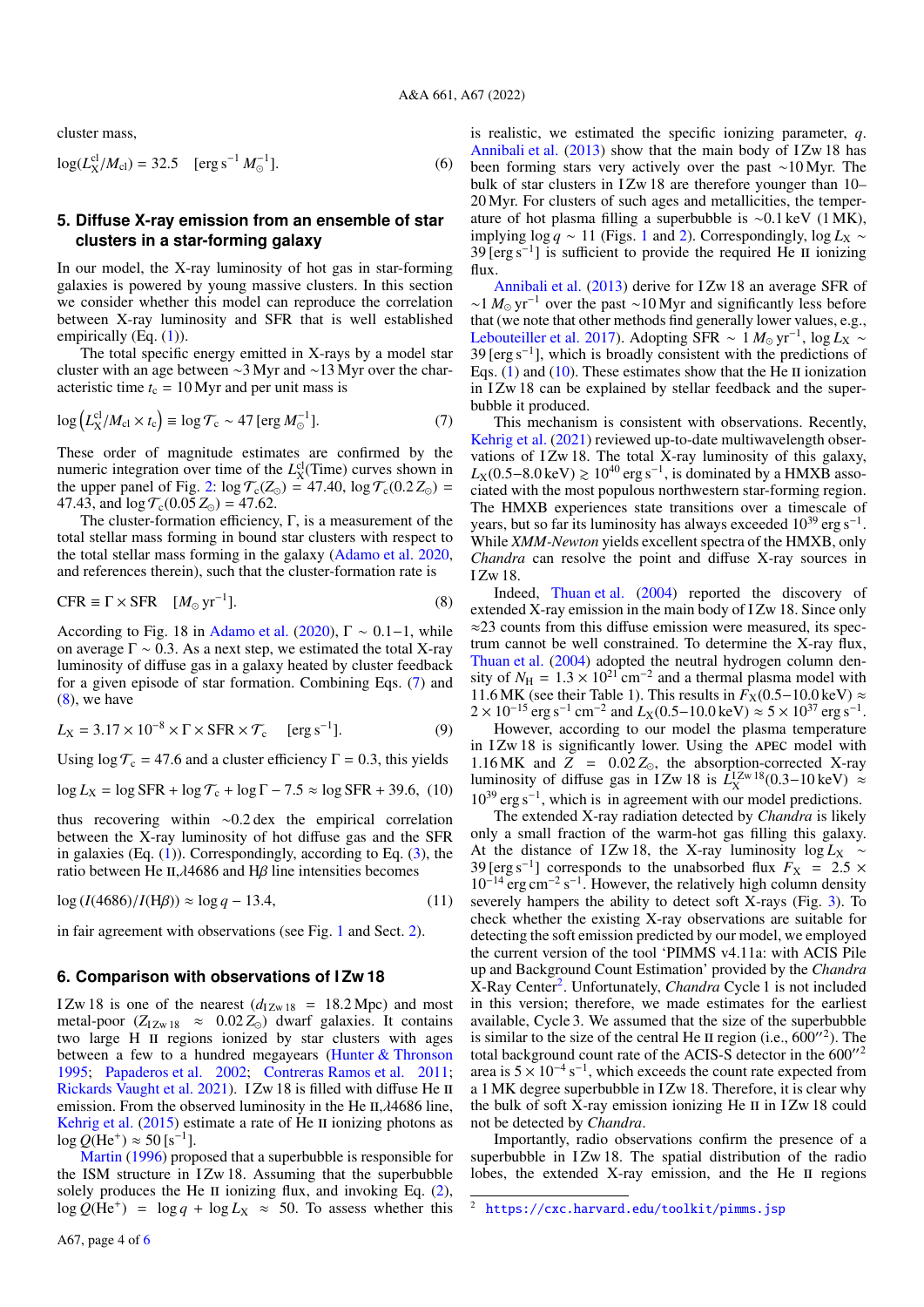cluster mass,

$$\log(L_X^{cl}/M_{cl}) = 32.5 \quad [\mathrm{erg\,s^{-1}}\,M_\odot^{-1}]. \tag{6}$$

## 5. Diffuse X-ray emission from an ensemble of star clusters in a star-forming galaxy

In our model, the X-ray luminosity of hot gas in star-forming galaxies is powered by young massive clusters. In this section we consider whether this model can reproduce the correlation between X-ray luminosity and SFR that is well established empirically (Eq. (1)).

The total specific energy emitted in X-rays by a model star cluster with an age between ~3 Myr and ~13 Myr over the characteristic time $t_c$ = 10 Myr and per unit mass is

$$\log\left(L_X^{cl}/M_{cl} \times t_c\right) \equiv \log \mathcal{T}_c \sim 47\,[\mathrm{erg}\,M_\odot^{-1}]. \tag{7}$$

These order of magnitude estimates are confirmed by the numeric integration over time of the $L_X^{cl}$(Time) curves shown in the upper panel of Fig. 2: $\log \mathcal{T}_c(Z_\odot) = 47.40$, $\log \mathcal{T}_c(0.2\,Z_\odot) = 47.43$, and $\log \mathcal{T}_c(0.05\,Z_\odot) = 47.62$.

The cluster-formation efficiency, Γ, is a measurement of the total stellar mass forming in bound star clusters with respect to the total stellar mass forming in the galaxy (Adamo et al. 2020, and references therein), such that the cluster-formation rate is

$$\mathrm{CFR} \equiv \Gamma \times \mathrm{SFR} \quad [M_\odot\,\mathrm{yr}^{-1}]. \tag{8}$$

According to Fig. 18 in Adamo et al. (2020), Γ ~ 0.1−1, while on average Γ ~ 0.3. As a next step, we estimated the total X-ray luminosity of diffuse gas in a galaxy heated by cluster feedback for a given episode of star formation. Combining Eqs. (7) and (8), we have

$$L_X = 3.17 \times 10^{-8} \times \Gamma \times \mathrm{SFR} \times \mathcal{T}_c \quad [\mathrm{erg\,s^{-1}}]. \tag{9}$$

Using $\log \mathcal{T}_c = 47.6$ and a cluster efficiency Γ = 0.3, this yields

$$\log L_X = \log \mathrm{SFR} + \log \mathcal{T}_c + \log \Gamma - 7.5 \approx \log \mathrm{SFR} + 39.6, \tag{10}$$

thus recovering within ~0.2 dex the empirical correlation between the X-ray luminosity of hot diffuse gas and the SFR in galaxies (Eq. (1)). Correspondingly, according to Eq. (3), the ratio between He II λ4686 and Hβ line intensities becomes

$$\log\left(I(4686)/I(\mathrm{H}\beta)\right) \approx \log q - 13.4, \tag{11}$$

in fair agreement with observations (see Fig. 1 and Sect. 2).

## 6. Comparison with observations of I Zw 18

I Zw 18 is one of the nearest ($d_{\mathrm{I\,Zw\,18}}$ = 18.2 Mpc) and most metal-poor ($Z_{\mathrm{I\,Zw\,18}} \approx 0.02\,Z_\odot$) dwarf galaxies. It contains two large H II regions ionized by star clusters with ages between a few to a hundred megayears (Hunter & Thronson 1995; Papaderos et al. 2002; Contreras Ramos et al. 2011; Rickards Vaught et al. 2021). I Zw 18 is filled with diffuse He II emission. From the observed luminosity in the He II λ4686 line, Kehrig et al. (2015) estimate a rate of He II ionizing photons as $\log Q(\mathrm{He^+}) \approx 50\,[\mathrm{s^{-1}}]$.

Martin (1996) proposed that a superbubble is responsible for the ISM structure in I Zw 18. Assuming that the superbubble solely produces the He II ionizing flux, and invoking Eq. (2), $\log Q(\mathrm{He^+}) = \log q + \log L_X \approx 50$. To assess whether this is realistic, we estimated the specific ionizing parameter, $q$. Annibali et al. (2013) show that the main body of I Zw 18 has been forming stars very actively over the past ~10 Myr. The bulk of star clusters in I Zw 18 are therefore younger than 10–20 Myr. For clusters of such ages and metallicities, the temperature of hot plasma filling a superbubble is ~0.1 keV (1 MK), implying $\log q \sim 11$ (Figs. 1 and 2). Correspondingly, $\log L_X \sim 39\,[\mathrm{erg\,s^{-1}}]$ is sufficient to provide the required He II ionizing flux.

Annibali et al. (2013) derive for I Zw 18 an average SFR of ~1 $M_\odot\,\mathrm{yr}^{-1}$ over the past ~10 Myr and significantly less before that (we note that other methods find generally lower values, e.g., Lebouteiller et al. 2017). Adopting SFR ~ 1 $M_\odot\,\mathrm{yr}^{-1}$, $\log L_X \sim 39\,[\mathrm{erg\,s^{-1}}]$, which is broadly consistent with the predictions of Eqs. (1) and (10). These estimates show that the He II ionization in I Zw 18 can be explained by stellar feedback and the superbubble it produced.

This mechanism is consistent with observations. Recently, Kehrig et al. (2021) reviewed up-to-date multiwavelength observations of I Zw 18. The total X-ray luminosity of this galaxy, $L_X(0.5{-}8.0\,\mathrm{keV}) \gtrsim 10^{40}\,\mathrm{erg\,s^{-1}}$, is dominated by a HMXB associated with the most populous northwestern star-forming region. The HMXB experiences state transitions over a timescale of years, but so far its luminosity has always exceeded $10^{39}\,\mathrm{erg\,s^{-1}}$. While *XMM-Newton* yields excellent spectra of the HMXB, only *Chandra* can resolve the point and diffuse X-ray sources in I Zw 18.

Indeed, Thuan et al. (2004) reported the discovery of extended X-ray emission in the main body of I Zw 18. Since only ≈23 counts from this diffuse emission were measured, its spectrum cannot be well constrained. To determine the X-ray flux, Thuan et al. (2004) adopted the neutral hydrogen column density of $N_\mathrm{H} = 1.3 \times 10^{21}\,\mathrm{cm^{-2}}$ and a thermal plasma model with 11.6 MK (see their Table 1). This results in $F_X(0.5{-}10.0\,\mathrm{keV}) \approx 2 \times 10^{-15}\,\mathrm{erg\,s^{-1}\,cm^{-2}}$ and $L_X(0.5{-}10.0\,\mathrm{keV}) \approx 5 \times 10^{37}\,\mathrm{erg\,s^{-1}}$.

However, according to our model the plasma temperature in I Zw 18 is significantly lower. Using the APEC model with 1.16 MK and $Z = 0.02\,Z_\odot$, the absorption-corrected X-ray luminosity of diffuse gas in I Zw 18 is $L_X^{\mathrm{IZw\,18}}(0.3{-}10\,\mathrm{keV}) \approx 10^{39}\,\mathrm{erg\,s^{-1}}$, which is in agreement with our model predictions.

The extended X-ray radiation detected by *Chandra* is likely only a small fraction of the warm-hot gas filling this galaxy. At the distance of I Zw 18, the X-ray luminosity $\log L_X \sim 39\,[\mathrm{erg\,s^{-1}}]$ corresponds to the unabsorbed flux $F_X = 2.5 \times 10^{-14}\,\mathrm{erg\,cm^{-2}\,s^{-1}}$. However, the relatively high column density severely hampers the ability to detect soft X-rays (Fig. 3). To check whether the existing X-ray observations are suitable for detecting the soft emission predicted by our model, we employed the current version of the tool 'PIMMS v4.11a: with ACIS Pile up and Background Count Estimation' provided by the *Chandra* X-Ray Center[2]. Unfortunately, *Chandra* Cycle 1 is not included in this version; therefore, we made estimates for the earliest available, Cycle 3. We assumed that the size of the superbubble is similar to the size of the central He II region (i.e., 600″²). The total background count rate of the ACIS-S detector in the 600″² area is $5 \times 10^{-4}\,\mathrm{s^{-1}}$, which exceeds the count rate expected from a 1 MK degree superbubble in I Zw 18. Therefore, it is clear why the bulk of soft X-ray emission ionizing He II in I Zw 18 could not be detected by *Chandra*.

Importantly, radio observations confirm the presence of a superbubble in I Zw 18. The spatial distribution of the radio lobes, the extended X-ray emission, and the He II regions

[2] https://cxc.harvard.edu/toolkit/pimms.jsp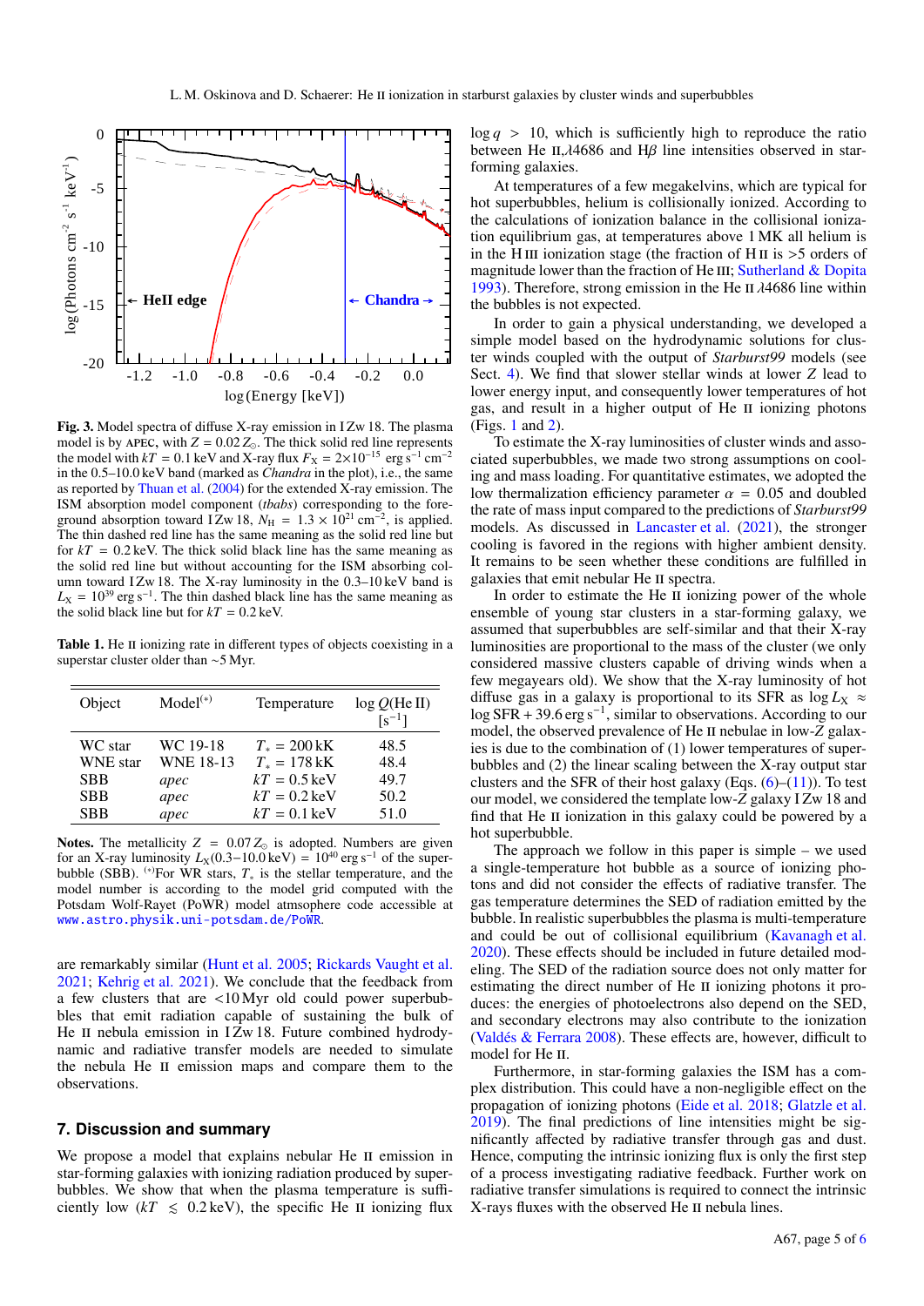**Fig. 3.** Model spectra of diffuse X-ray emission in I Zw 18. The plasma model is by APEC, with $Z = 0.02\,Z_\odot$. The thick solid red line represents the model with $kT = 0.1$ keV and X-ray flux $F_X = 2{\times}10^{-15}$ erg s$^{-1}$ cm$^{-2}$ in the 0.5–10.0 keV band (marked as *Chandra* in the plot), i.e., the same as reported by Thuan et al. (2004) for the extended X-ray emission. The ISM absorption model component (*tbabs*) corresponding to the foreground absorption toward I Zw 18, $N_H = 1.3 \times 10^{21}$ cm$^{-2}$, is applied. The thin dashed red line has the same meaning as the solid red line but for $kT = 0.2$ keV. The thick solid black line has the same meaning as the solid red line but without accounting for the ISM absorbing column toward I Zw 18. The X-ray luminosity in the 0.3–10 keV band is $L_X = 10^{39}$ erg s$^{-1}$. The thin dashed black line has the same meaning as the solid black line but for $kT = 0.2$ keV.

**Table 1.** He II ionizing rate in different types of objects coexisting in a superstar cluster older than ∼5 Myr.

| Object | Model$^{(*)}$ | Temperature | log $Q$(He II) [s$^{-1}$] |
|---|---|---|---|
| WC star | WC 19-18 | $T_* = 200$ kK | 48.5 |
| WNE star | WNE 18-13 | $T_* = 178$ kK | 48.4 |
| SBB | *apec* | $kT = 0.5$ keV | 49.7 |
| SBB | *apec* | $kT = 0.2$ keV | 50.2 |
| SBB | *apec* | $kT = 0.1$ keV | 51.0 |

**Notes.** The metallicity $Z = 0.07\,Z_\odot$ is adopted. Numbers are given for an X-ray luminosity $L_X(0.3{-}10.0\,\text{keV}) = 10^{40}$ erg s$^{-1}$ of the superbubble (SBB). $^{(*)}$For WR stars, $T_*$ is the stellar temperature, and the model number is according to the model grid computed with the Potsdam Wolf-Rayet (PoWR) model atmosphere code accessible at www.astro.physik.uni-potsdam.de/PoWR.

are remarkably similar (Hunt et al. 2005; Rickards Vaught et al. 2021; Kehrig et al. 2021). We conclude that the feedback from a few clusters that are <10 Myr old could power superbubbles that emit radiation capable of sustaining the bulk of He II nebula emission in I Zw 18. Future combined hydrodynamic and radiative transfer models are needed to simulate the nebula He II emission maps and compare them to the observations.

## 7. Discussion and summary

We propose a model that explains nebular He II emission in star-forming galaxies with ionizing radiation produced by superbubbles. We show that when the plasma temperature is sufficiently low ($kT \lesssim 0.2$ keV), the specific He II ionizing flux $\log q > 10$, which is sufficiently high to reproduce the ratio between He II $\lambda$4686 and H$\beta$ line intensities observed in star-forming galaxies.

At temperatures of a few megakelvins, which are typical for hot superbubbles, helium is collisionally ionized. According to the calculations of ionization balance in the collisional ionization equilibrium gas, at temperatures above 1 MK all helium is in the H III ionization stage (the fraction of H II is >5 orders of magnitude lower than the fraction of He III; Sutherland & Dopita 1993). Therefore, strong emission in the He II $\lambda$4686 line within the bubbles is not expected.

In order to gain a physical understanding, we developed a simple model based on the hydrodynamic solutions for cluster winds coupled with the output of *Starburst99* models (see Sect. 4). We find that slower stellar winds at lower $Z$ lead to lower energy input, and consequently lower temperatures of hot gas, and result in a higher output of He II ionizing photons (Figs. 1 and 2).

To estimate the X-ray luminosities of cluster winds and associated superbubbles, we made two strong assumptions on cooling and mass loading. For quantitative estimates, we adopted the low thermalization efficiency parameter $\alpha = 0.05$ and doubled the rate of mass input compared to the predictions of *Starburst99* models. As discussed in Lancaster et al. (2021), the stronger cooling is favored in the regions with higher ambient density. It remains to be seen whether these conditions are fulfilled in galaxies that emit nebular He II spectra.

In order to estimate the He II ionizing power of the whole ensemble of young star clusters in a star-forming galaxy, we assumed that superbubbles are self-similar and that their X-ray luminosities are proportional to the mass of the cluster (we only considered massive clusters capable of driving winds when a few megayears old). We show that the X-ray luminosity of hot diffuse gas in a galaxy is proportional to its SFR as $\log L_X \approx \log \text{SFR} + 39.6$ erg s$^{-1}$, similar to observations. According to our model, the observed prevalence of He II nebulae in low-$Z$ galaxies is due to the combination of (1) lower temperatures of superbubbles and (2) the linear scaling between the X-ray output star clusters and the SFR of their host galaxy (Eqs. (6)–(11)). To test our model, we considered the template low-$Z$ galaxy I Zw 18 and find that He II ionization in this galaxy could be powered by a hot superbubble.

The approach we follow in this paper is simple – we used a single-temperature hot bubble as a source of ionizing photons and did not consider the effects of radiative transfer. The gas temperature determines the SED of radiation emitted by the bubble. In realistic superbubbles the plasma is multi-temperature and could be out of collisional equilibrium (Kavanagh et al. 2020). These effects should be included in future detailed modeling. The SED of the radiation source does not only matter for estimating the direct number of He II ionizing photons it produces: the energies of photoelectrons also depend on the SED, and secondary electrons may also contribute to the ionization (Valdés & Ferrara 2008). These effects are, however, difficult to model for He II.

Furthermore, in star-forming galaxies the ISM has a complex distribution. This could have a non-negligible effect on the propagation of ionizing photons (Eide et al. 2018; Glatzle et al. 2019). The final predictions of line intensities might be significantly affected by radiative transfer through gas and dust. Hence, computing the intrinsic ionizing flux is only the first step of a process investigating radiative feedback. Further work on radiative transfer simulations is required to connect the intrinsic X-rays fluxes with the observed He II nebula lines.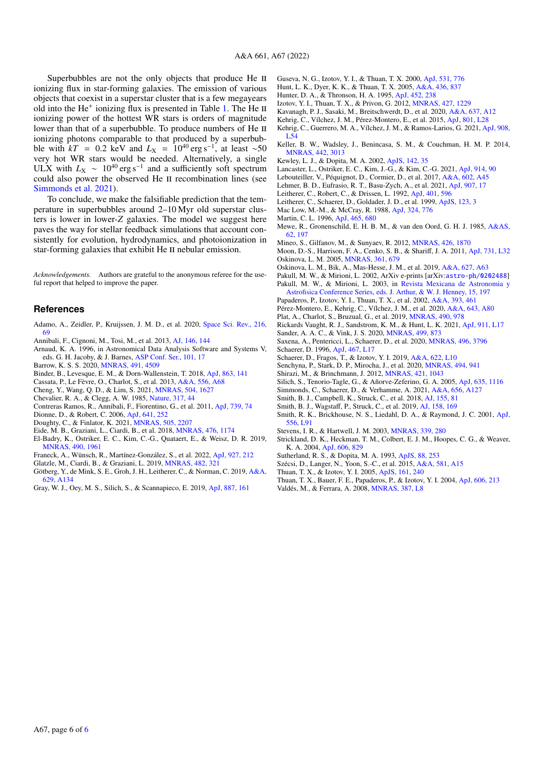Superbubbles are not the only objects that produce He II ionizing flux in star-forming galaxies. The emission of various objects that coexist in a superstar cluster that is a few megayears old into the $He^+$ ionizing flux is presented in Table 1. The He II ionizing power of the hottest WR stars is orders of magnitude lower than that of a superbubble. To produce numbers of He II ionizing photons comparable to that produced by a superbubble with $kT = 0.2$ keV and $L_X = 10^{40}$ erg s$^{-1}$, at least ~50 very hot WR stars would be needed. Alternatively, a single ULX with $L_X \sim 10^{40}$ erg s$^{-1}$ and a sufficiently soft spectrum could also power the observed He II recombination lines (see Simmonds et al. 2021).

To conclude, we make the falsifiable prediction that the temperature in superbubbles around 2–10 Myr old superstar clusters is lower in lower-Z galaxies. The model we suggest here paves the way for stellar feedback simulations that account consistently for evolution, hydrodynamics, and photoionization in star-forming galaxies that exhibit He II nebular emission.

*Acknowledgements.* Authors are grateful to the anonymous referee for the useful report that helped to improve the paper.

## References

Adamo, A., Zeidler, P., Kruijssen, J. M. D., et al. 2020, Space Sci. Rev., 216, 69
Annibali, F., Cignoni, M., Tosi, M., et al. 2013, AJ, 146, 144
Arnaud, K. A. 1996, in Astronomical Data Analysis Software and Systems V, eds. G. H. Jacoby, & J. Barnes, ASP Conf. Ser., 101, 17
Barrow, K. S. S. 2020, MNRAS, 491, 4509
Binder, B., Levesque, E. M., & Dorn-Wallenstein, T. 2018, ApJ, 863, 141
Cassata, P., Le Fèvre, O., Charlot, S., et al. 2013, A&A, 556, A68
Cheng, Y., Wang, Q. D., & Lim, S. 2021, MNRAS, 504, 1627
Chevalier, R. A., & Clegg, A. W. 1985, Nature, 317, 44
Contreras Ramos, R., Annibali, F., Fiorentino, G., et al. 2011, ApJ, 739, 74
Dionne, D., & Robert, C. 2006, ApJ, 641, 252
Doughty, C., & Finlator, K. 2021, MNRAS, 505, 2207
Eide, M. B., Graziani, L., Ciardi, B., et al. 2018, MNRAS, 476, 1174
El-Badry, K., Ostriker, E. C., Kim, C.-G., Quataert, E., & Weisz, D. R. 2019, MNRAS, 490, 1961
Franeck, A., Wünsch, R., Martínez-González, S., et al. 2022, ApJ, 927, 212
Glatzle, M., Ciardi, B., & Graziani, L. 2019, MNRAS, 482, 321
Götberg, Y., de Mink, S. E., Groh, J. H., Leitherer, C., & Norman, C. 2019, A&A, 629, A134
Gray, W. J., Oey, M. S., Silich, S., & Scannapieco, E. 2019, ApJ, 887, 161
Guseva, N. G., Izotov, Y. I., & Thuan, T. X. 2000, ApJ, 531, 776
Hunt, L. K., Dyer, K. K., & Thuan, T. X. 2005, A&A, 436, 837
Hunter, D. A., & Thronson, H. A. 1995, ApJ, 452, 238
Izotov, Y. I., Thuan, T. X., & Privon, G. 2012, MNRAS, 427, 1229
Kavanagh, P. J., Sasaki, M., Breitschwerdt, D., et al. 2020, A&A, 637, A12
Kehrig, C., Vílchez, J. M., Pérez-Montero, E., et al. 2015, ApJ, 801, L28
Kehrig, C., Guerrero, M. A., Vílchez, J. M., & Ramos-Larios, G. 2021, ApJ, 908, L54
Keller, B. W., Wadsley, J., Benincasa, S. M., & Couchman, H. M. P. 2014, MNRAS, 442, 3013
Kewley, L. J., & Dopita, M. A. 2002, ApJS, 142, 35
Lancaster, L., Ostriker, E. C., Kim, J.-G., & Kim, C.-G. 2021, ApJ, 914, 90
Lebouteiller, V., Péquignot, D., Cormier, D., et al. 2017, A&A, 602, A45
Lehmer, B. D., Eufrasio, R. T., Basu-Zych, A., et al. 2021, ApJ, 907, 17
Leitherer, C., Robert, C., & Drissen, L. 1992, ApJ, 401, 596
Leitherer, C., Schaerer, D., Goldader, J. D., et al. 1999, ApJS, 123, 3
Mac Low, M.-M., & McCray, R. 1988, ApJ, 324, 776
Martin, C. L. 1996, ApJ, 465, 680
Mewe, R., Gronenschild, E. H. B. M., & van den Oord, G. H. J. 1985, A&AS, 62, 197
Mineo, S., Gilfanov, M., & Sunyaev, R. 2012, MNRAS, 426, 1870
Moon, D.-S., Harrison, F. A., Cenko, S. B., & Shariff, J. A. 2011, ApJ, 731, L32
Oskinova, L. M. 2005, MNRAS, 361, 679
Oskinova, L. M., Bik, A., Mas-Hesse, J. M., et al. 2019, A&A, 627, A63
Pakull, M. W., & Mirioni, L. 2002, ArXiv e-prints [arXiv:astro-ph/0202488]
Pakull, M. W., & Mirioni, L. 2003, in Revista Mexicana de Astronomia y Astrofisica Conference Series, eds. J. Arthur, & W. J. Henney, 15, 197
Papaderos, P., Izotov, Y. I., Thuan, T. X., et al. 2002, A&A, 393, 461
Pérez-Montero, E., Kehrig, C., Vílchez, J. M., et al. 2020, A&A, 643, A80
Plat, A., Charlot, S., Bruzual, G., et al. 2019, MNRAS, 490, 978
Rickards Vaught, R. J., Sandstrom, K. M., & Hunt, L. K. 2021, ApJ, 911, L17
Sander, A. A. C., & Vink, J. S. 2020, MNRAS, 499, 873
Saxena, A., Pentericci, L., Schaerer, D., et al. 2020, MNRAS, 496, 3796
Schaerer, D. 1996, ApJ, 467, L17
Schaerer, D., Fragos, T., & Izotov, Y. I. 2019, A&A, 622, L10
Senchyna, P., Stark, D. P., Mirocha, J., et al. 2020, MNRAS, 494, 941
Shirazi, M., & Brinchmann, J. 2012, MNRAS, 421, 1043
Silich, S., Tenorio-Tagle, G., & Añorve-Zeferino, G. A. 2005, ApJ, 635, 1116
Simmonds, C., Schaerer, D., & Verhamme, A. 2021, A&A, 656, A127
Smith, B. J., Campbell, K., Struck, C., et al. 2018, AJ, 155, 81
Smith, B. J., Wagstaff, P., Struck, C., et al. 2019, AJ, 158, 169
Smith, R. K., Brickhouse, N. S., Liedahl, D. A., & Raymond, J. C. 2001, ApJ, 556, L91
Stevens, I. R., & Hartwell, J. M. 2003, MNRAS, 339, 280
Strickland, D. K., Heckman, T. M., Colbert, E. J. M., Hoopes, C. G., & Weaver, K. A. 2004, ApJ, 606, 829
Sutherland, R. S., & Dopita, M. A. 1993, ApJS, 88, 253
Szécsi, D., Langer, N., Yoon, S.-C., et al. 2015, A&A, 581, A15
Thuan, T. X., & Izotov, Y. I. 2005, ApJS, 161, 240
Thuan, T. X., Bauer, F. E., Papaderos, P., & Izotov, Y. I. 2004, ApJ, 606, 213
Valdés, M., & Ferrara, A. 2008, MNRAS, 387, L8